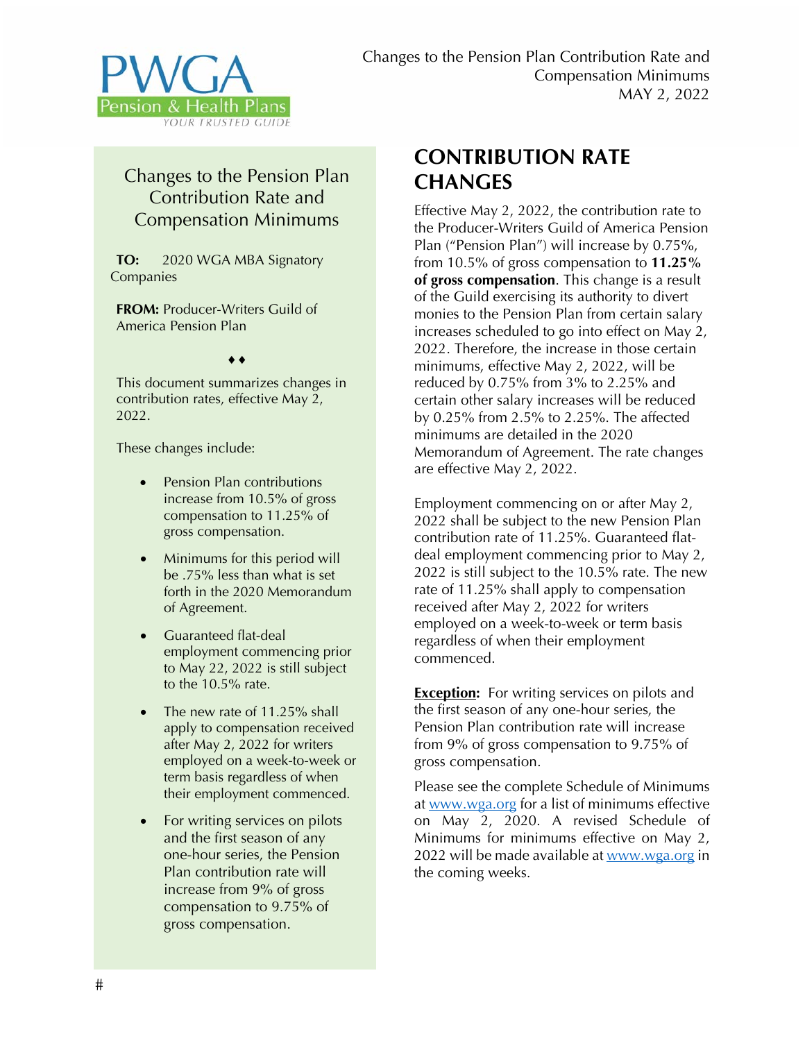PWGA Pension & Health Plans
YOUR TRUSTED GUIDE

Changes to the Pension Plan Contribution Rate and Compensation Minimums
MAY 2, 2022

## Changes to the Pension Plan Contribution Rate and Compensation Minimums

**TO:** 2020 WGA MBA Signatory Companies

**FROM:** Producer-Writers Guild of America Pension Plan

♦♦

This document summarizes changes in contribution rates, effective May 2, 2022.

These changes include:

- Pension Plan contributions increase from 10.5% of gross compensation to 11.25% of gross compensation.
- Minimums for this period will be .75% less than what is set forth in the 2020 Memorandum of Agreement.
- Guaranteed flat-deal employment commencing prior to May 22, 2022 is still subject to the 10.5% rate.
- The new rate of 11.25% shall apply to compensation received after May 2, 2022 for writers employed on a week-to-week or term basis regardless of when their employment commenced.
- For writing services on pilots and the first season of any one-hour series, the Pension Plan contribution rate will increase from 9% of gross compensation to 9.75% of gross compensation.

## CONTRIBUTION RATE CHANGES

Effective May 2, 2022, the contribution rate to the Producer-Writers Guild of America Pension Plan ("Pension Plan") will increase by 0.75%, from 10.5% of gross compensation to **11.25% of gross compensation**. This change is a result of the Guild exercising its authority to divert monies to the Pension Plan from certain salary increases scheduled to go into effect on May 2, 2022. Therefore, the increase in those certain minimums, effective May 2, 2022, will be reduced by 0.75% from 3% to 2.25% and certain other salary increases will be reduced by 0.25% from 2.5% to 2.25%. The affected minimums are detailed in the 2020 Memorandum of Agreement. The rate changes are effective May 2, 2022.

Employment commencing on or after May 2, 2022 shall be subject to the new Pension Plan contribution rate of 11.25%. Guaranteed flat-deal employment commencing prior to May 2, 2022 is still subject to the 10.5% rate. The new rate of 11.25% shall apply to compensation received after May 2, 2022 for writers employed on a week-to-week or term basis regardless of when their employment commenced.

**Exception:** For writing services on pilots and the first season of any one-hour series, the Pension Plan contribution rate will increase from 9% of gross compensation to 9.75% of gross compensation.

Please see the complete Schedule of Minimums at www.wga.org for a list of minimums effective on May 2, 2020. A revised Schedule of Minimums for minimums effective on May 2, 2022 will be made available at www.wga.org in the coming weeks.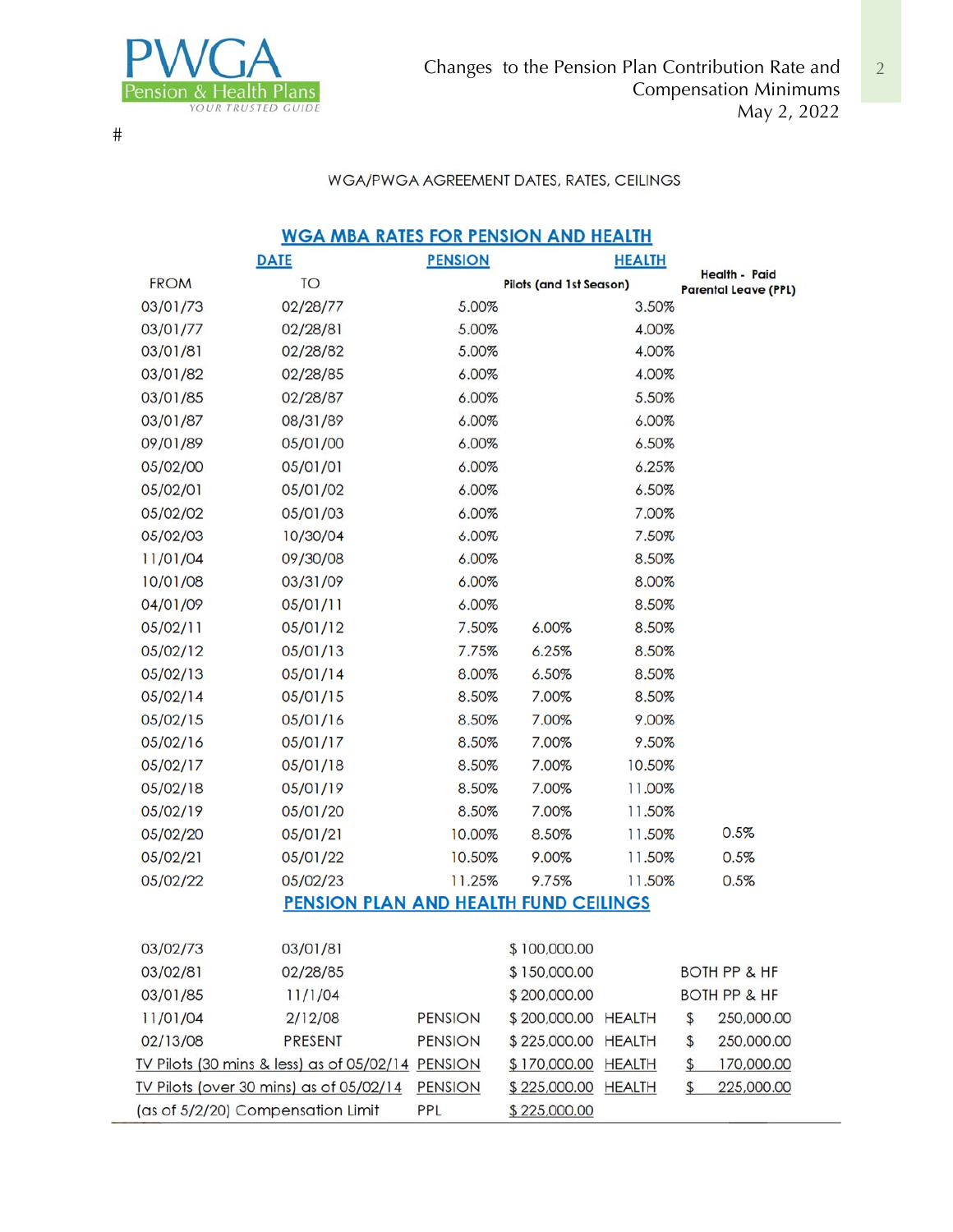#

WGA/PWGA AGREEMENT DATES, RATES, CEILINGS

## WGA MBA RATES FOR PENSION AND HEALTH

| DATE | | PENSION | | HEALTH | |
|---|---|---|---|---|---|
| FROM | TO | | Pilots (and 1st Season) | | Health - Paid Parental Leave (PPL) |
| 03/01/73 | 02/28/77 | 5.00% | | 3.50% | |
| 03/01/77 | 02/28/81 | 5.00% | | 4.00% | |
| 03/01/81 | 02/28/82 | 5.00% | | 4.00% | |
| 03/01/82 | 02/28/85 | 6.00% | | 4.00% | |
| 03/01/85 | 02/28/87 | 6.00% | | 5.50% | |
| 03/01/87 | 08/31/89 | 6.00% | | 6.00% | |
| 09/01/89 | 05/01/00 | 6.00% | | 6.50% | |
| 05/02/00 | 05/01/01 | 6.00% | | 6.25% | |
| 05/02/01 | 05/01/02 | 6.00% | | 6.50% | |
| 05/02/02 | 05/01/03 | 6.00% | | 7.00% | |
| 05/02/03 | 10/30/04 | 6.00% | | 7.50% | |
| 11/01/04 | 09/30/08 | 6.00% | | 8.50% | |
| 10/01/08 | 03/31/09 | 6.00% | | 8.00% | |
| 04/01/09 | 05/01/11 | 6.00% | | 8.50% | |
| 05/02/11 | 05/01/12 | 7.50% | 6.00% | 8.50% | |
| 05/02/12 | 05/01/13 | 7.75% | 6.25% | 8.50% | |
| 05/02/13 | 05/01/14 | 8.00% | 6.50% | 8.50% | |
| 05/02/14 | 05/01/15 | 8.50% | 7.00% | 8.50% | |
| 05/02/15 | 05/01/16 | 8.50% | 7.00% | 9.00% | |
| 05/02/16 | 05/01/17 | 8.50% | 7.00% | 9.50% | |
| 05/02/17 | 05/01/18 | 8.50% | 7.00% | 10.50% | |
| 05/02/18 | 05/01/19 | 8.50% | 7.00% | 11.00% | |
| 05/02/19 | 05/01/20 | 8.50% | 7.00% | 11.50% | |
| 05/02/20 | 05/01/21 | 10.00% | 8.50% | 11.50% | 0.5% |
| 05/02/21 | 05/01/22 | 10.50% | 9.00% | 11.50% | 0.5% |
| 05/02/22 | 05/02/23 | 11.25% | 9.75% | 11.50% | 0.5% |

## PENSION PLAN AND HEALTH FUND CEILINGS

| | | | | | |
|---|---|---|---|---|---|
| 03/02/73 | 03/01/81 | | $ 100,000.00 | | |
| 03/02/81 | 02/28/85 | | $ 150,000.00 | | BOTH PP & HF |
| 03/01/85 | 11/1/04 | | $ 200,000.00 | | BOTH PP & HF |
| 11/01/04 | 2/12/08 | PENSION | $ 200,000.00 | HEALTH | $ 250,000.00 |
| 02/13/08 | PRESENT | PENSION | $ 225,000.00 | HEALTH | $ 250,000.00 |
| TV Pilots (30 mins & less) as of 05/02/14 | | PENSION | $ 170,000.00 | HEALTH | $ 170,000.00 |
| TV Pilots (over 30 mins) as of 05/02/14 | | PENSION | $ 225,000.00 | HEALTH | $ 225,000.00 |
| (as of 5/2/20) Compensation Limit | | PPL | $ 225,000.00 | | |